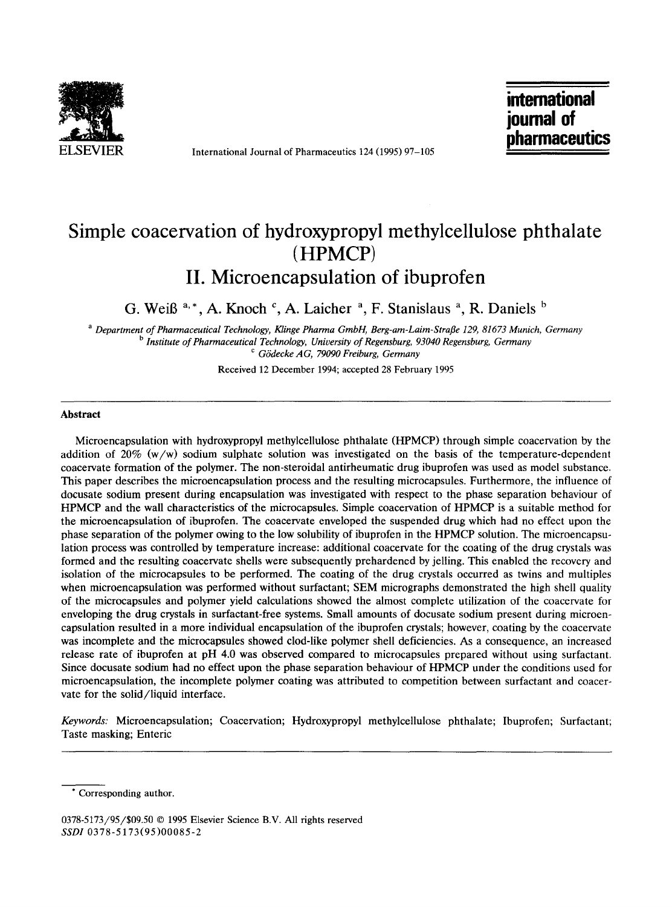# Simple coacervation of hydroxypropyl methylcellulose phthalate (HPMCP)

## II. Microencapsulation of ibuprofen

G. Weiß [a,*], A. Knoch [c], A. Laicher [a], F. Stanislaus [a], R. Daniels [b]

[a] Department of Pharmaceutical Technology, Klinge Pharma GmbH, Berg-am-Laim-Straße 129, 81673 Munich, Germany
[b] Institute of Pharmaceutical Technology, University of Regensburg, 93040 Regensburg, Germany
[c] Gödecke AG, 79090 Freiburg, Germany

Received 12 December 1994; accepted 28 February 1995

### Abstract

Microencapsulation with hydroxypropyl methylcellulose phthalate (HPMCP) through simple coacervation by the addition of 20% (w/w) sodium sulphate solution was investigated on the basis of the temperature-dependent coacervate formation of the polymer. The non-steroidal antirheumatic drug ibuprofen was used as model substance. This paper describes the microencapsulation process and the resulting microcapsules. Furthermore, the influence of docusate sodium present during encapsulation was investigated with respect to the phase separation behaviour of HPMCP and the wall characteristics of the microcapsules. Simple coacervation of HPMCP is a suitable method for the microencapsulation of ibuprofen. The coacervate enveloped the suspended drug which had no effect upon the phase separation of the polymer owing to the low solubility of ibuprofen in the HPMCP solution. The microencapsulation process was controlled by temperature increase: additional coacervate for the coating of the drug crystals was formed and the resulting coacervate shells were subsequently prehardened by jelling. This enabled the recovery and isolation of the microcapsules to be performed. The coating of the drug crystals occurred as twins and multiples when microencapsulation was performed without surfactant; SEM micrographs demonstrated the high shell quality of the microcapsules and polymer yield calculations showed the almost complete utilization of the coacervate for enveloping the drug crystals in surfactant-free systems. Small amounts of docusate sodium present during microencapsulation resulted in a more individual encapsulation of the ibuprofen crystals; however, coating by the coacervate was incomplete and the microcapsules showed clod-like polymer shell deficiencies. As a consequence, an increased release rate of ibuprofen at pH 4.0 was observed compared to microcapsules prepared without using surfactant. Since docusate sodium had no effect upon the phase separation behaviour of HPMCP under the conditions used for microencapsulation, the incomplete polymer coating was attributed to competition between surfactant and coacervate for the solid/liquid interface.

*Keywords:* Microencapsulation; Coacervation; Hydroxypropyl methylcellulose phthalate; Ibuprofen; Surfactant; Taste masking; Enteric

---

\* Corresponding author.

0378-5173/95/$09.50 © 1995 Elsevier Science B.V. All rights reserved
*SSDI* 0378-5173(95)00085-2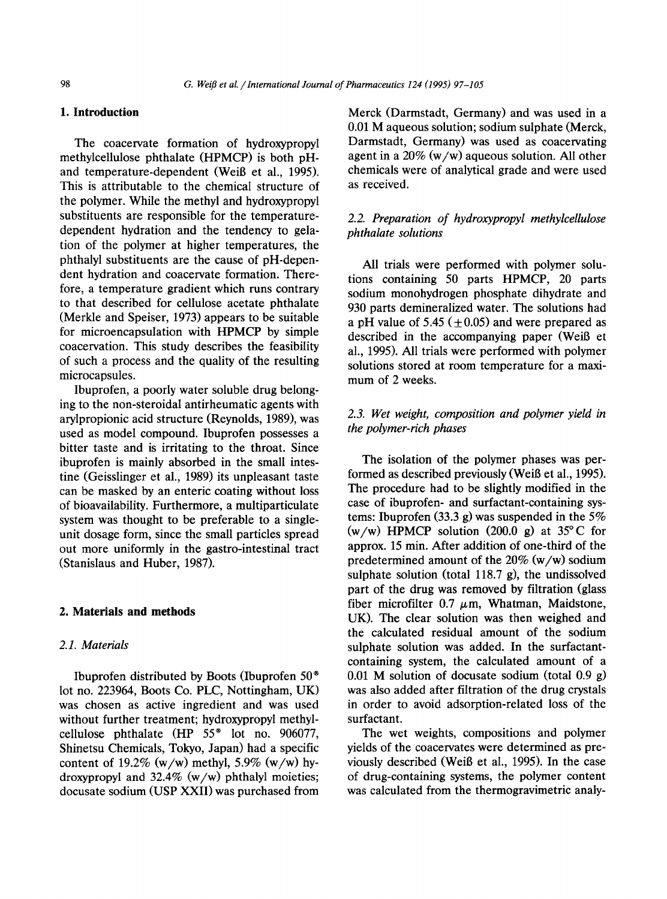## 1. Introduction

The coacervate formation of hydroxypropyl methylcellulose phthalate (HPMCP) is both pH- and temperature-dependent (Weiß et al., 1995). This is attributable to the chemical structure of the polymer. While the methyl and hydroxypropyl substituents are responsible for the temperature-dependent hydration and the tendency to gelation of the polymer at higher temperatures, the phthalyl substituents are the cause of pH-dependent hydration and coacervate formation. Therefore, a temperature gradient which runs contrary to that described for cellulose acetate phthalate (Merkle and Speiser, 1973) appears to be suitable for microencapsulation with HPMCP by simple coacervation. This study describes the feasibility of such a process and the quality of the resulting microcapsules.

Ibuprofen, a poorly water soluble drug belonging to the non-steroidal antirheumatic agents with arylpropionic acid structure (Reynolds, 1989), was used as model compound. Ibuprofen possesses a bitter taste and is irritating to the throat. Since ibuprofen is mainly absorbed in the small intestine (Geisslinger et al., 1989) its unpleasant taste can be masked by an enteric coating without loss of bioavailability. Furthermore, a multiparticulate system was thought to be preferable to a single-unit dosage form, since the small particles spread out more uniformly in the gastro-intestinal tract (Stanislaus and Huber, 1987).

## 2. Materials and methods

### 2.1. Materials

Ibuprofen distributed by Boots (Ibuprofen 50® lot no. 223964, Boots Co. PLC, Nottingham, UK) was chosen as active ingredient and was used without further treatment; hydroxypropyl methylcellulose phthalate (HP 55® lot no. 906077, Shinetsu Chemicals, Tokyo, Japan) had a specific content of 19.2% (w/w) methyl, 5.9% (w/w) hydroxypropyl and 32.4% (w/w) phthalyl moieties; docusate sodium (USP XXII) was purchased from Merck (Darmstadt, Germany) and was used in a 0.01 M aqueous solution; sodium sulphate (Merck, Darmstadt, Germany) was used as coacervating agent in a 20% (w/w) aqueous solution. All other chemicals were of analytical grade and were used as received.

### 2.2. Preparation of hydroxypropyl methylcellulose phthalate solutions

All trials were performed with polymer solutions containing 50 parts HPMCP, 20 parts sodium monohydrogen phosphate dihydrate and 930 parts demineralized water. The solutions had a pH value of 5.45 ($\pm 0.05$) and were prepared as described in the accompanying paper (Weiß et al., 1995). All trials were performed with polymer solutions stored at room temperature for a maximum of 2 weeks.

### 2.3. Wet weight, composition and polymer yield in the polymer-rich phases

The isolation of the polymer phases was performed as described previously (Weiß et al., 1995). The procedure had to be slightly modified in the case of ibuprofen- and surfactant-containing systems: Ibuprofen (33.3 g) was suspended in the 5% (w/w) HPMCP solution (200.0 g) at 35°C for approx. 15 min. After addition of one-third of the predetermined amount of the 20% (w/w) sodium sulphate solution (total 118.7 g), the undissolved part of the drug was removed by filtration (glass fiber microfilter 0.7 μm, Whatman, Maidstone, UK). The clear solution was then weighed and the calculated residual amount of the sodium sulphate solution was added. In the surfactant-containing system, the calculated amount of a 0.01 M solution of docusate sodium (total 0.9 g) was also added after filtration of the drug crystals in order to avoid adsorption-related loss of the surfactant.

The wet weights, compositions and polymer yields of the coacervates were determined as previously described (Weiß et al., 1995). In the case of drug-containing systems, the polymer content was calculated from the thermogravimetric analy-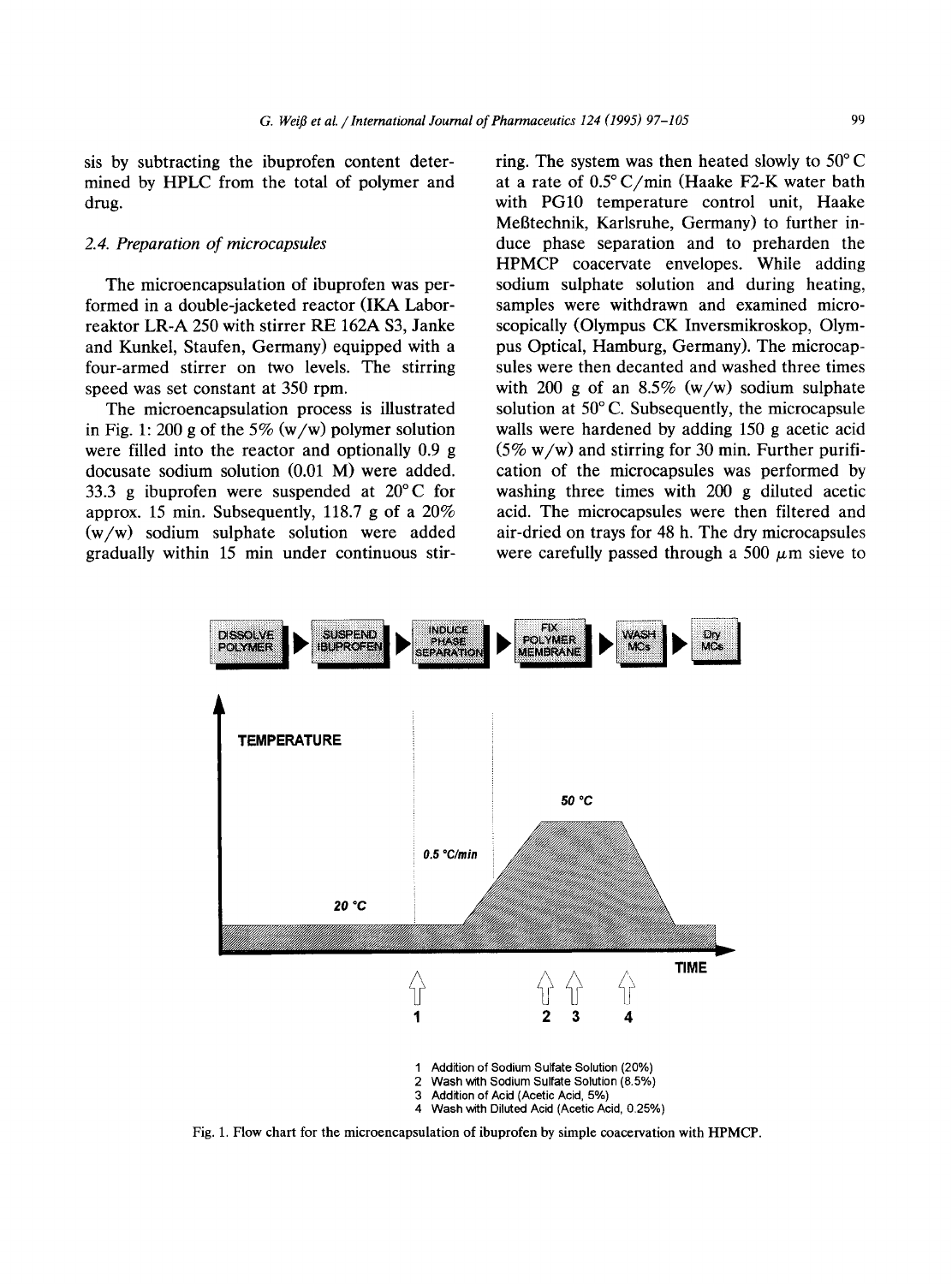sis by subtracting the ibuprofen content determined by HPLC from the total of polymer and drug.

### 2.4. Preparation of microcapsules

The microencapsulation of ibuprofen was performed in a double-jacketed reactor (IKA Laborreaktor LR-A 250 with stirrer RE 162A S3, Janke and Kunkel, Staufen, Germany) equipped with a four-armed stirrer on two levels. The stirring speed was set constant at 350 rpm.

The microencapsulation process is illustrated in Fig. 1: 200 g of the 5% (w/w) polymer solution were filled into the reactor and optionally 0.9 g docusate sodium solution (0.01 M) were added. 33.3 g ibuprofen were suspended at 20°C for approx. 15 min. Subsequently, 118.7 g of a 20% (w/w) sodium sulphate solution were added gradually within 15 min under continuous stirring. The system was then heated slowly to 50°C at a rate of 0.5°C/min (Haake F2-K water bath with PG10 temperature control unit, Haake Meßtechnik, Karlsruhe, Germany) to further induce phase separation and to preharden the HPMCP coacervate envelopes. While adding sodium sulphate solution and during heating, samples were withdrawn and examined microscopically (Olympus CK Inversmikroskop, Olympus Optical, Hamburg, Germany). The microcapsules were then decanted and washed three times with 200 g of an 8.5% (w/w) sodium sulphate solution at 50°C. Subsequently, the microcapsule walls were hardened by adding 150 g acetic acid (5% w/w) and stirring for 30 min. Further purification of the microcapsules was performed by washing three times with 200 g diluted acetic acid. The microcapsules were then filtered and air-dried on trays for 48 h. The dry microcapsules were carefully passed through a 500 $\mu$m sieve to

DISSOLVE POLYMER ▶ SUSPEND IBUPROFEN ▶ INDUCE PHASE SEPARATION ▶ FIX POLYMER MEMBRANE ▶ WASH MCs ▶ Dry MCs

TEMPERATURE — 20 °C — 0.5 °C/min — 50 °C — TIME

1 Addition of Sodium Sulfate Solution (20%)
2 Wash with Sodium Sulfate Solution (8.5%)
3 Addition of Acid (Acetic Acid, 5%)
4 Wash with Diluted Acid (Acetic Acid, 0.25%)

Fig. 1. Flow chart for the microencapsulation of ibuprofen by simple coacervation with HPMCP.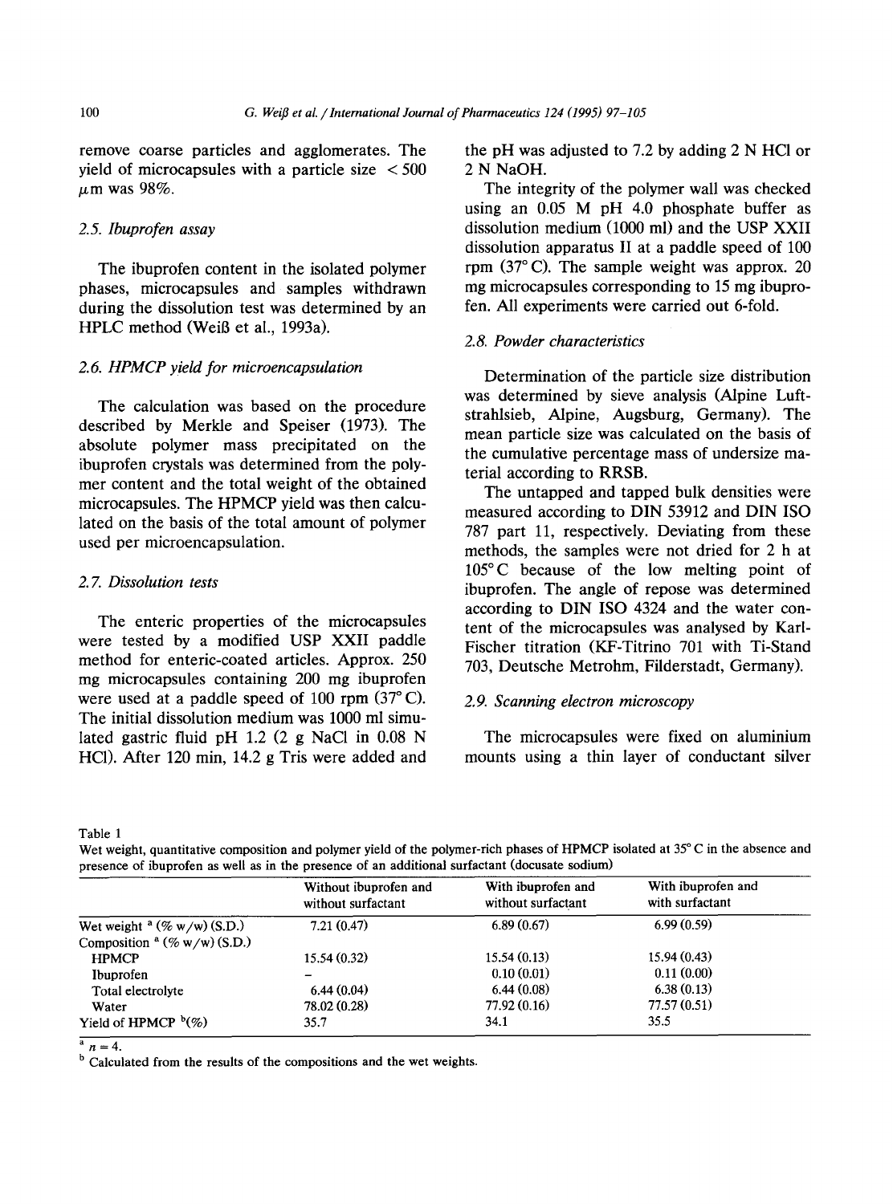remove coarse particles and agglomerates. The yield of microcapsules with a particle size < 500 μm was 98%.

### 2.5. Ibuprofen assay

The ibuprofen content in the isolated polymer phases, microcapsules and samples withdrawn during the dissolution test was determined by an HPLC method (Weiß et al., 1993a).

### 2.6. HPMCP yield for microencapsulation

The calculation was based on the procedure described by Merkle and Speiser (1973). The absolute polymer mass precipitated on the ibuprofen crystals was determined from the polymer content and the total weight of the obtained microcapsules. The HPMCP yield was then calculated on the basis of the total amount of polymer used per microencapsulation.

### 2.7. Dissolution tests

The enteric properties of the microcapsules were tested by a modified USP XXII paddle method for enteric-coated articles. Approx. 250 mg microcapsules containing 200 mg ibuprofen were used at a paddle speed of 100 rpm (37°C). The initial dissolution medium was 1000 ml simulated gastric fluid pH 1.2 (2 g NaCl in 0.08 N HCl). After 120 min, 14.2 g Tris were added and the pH was adjusted to 7.2 by adding 2 N HCl or 2 N NaOH.

The integrity of the polymer wall was checked using an 0.05 M pH 4.0 phosphate buffer as dissolution medium (1000 ml) and the USP XXII dissolution apparatus II at a paddle speed of 100 rpm (37°C). The sample weight was approx. 20 mg microcapsules corresponding to 15 mg ibuprofen. All experiments were carried out 6-fold.

### 2.8. Powder characteristics

Determination of the particle size distribution was determined by sieve analysis (Alpine Luftstrahlsieb, Alpine, Augsburg, Germany). The mean particle size was calculated on the basis of the cumulative percentage mass of undersize material according to RRSB.

The untapped and tapped bulk densities were measured according to DIN 53912 and DIN ISO 787 part 11, respectively. Deviating from these methods, the samples were not dried for 2 h at 105°C because of the low melting point of ibuprofen. The angle of repose was determined according to DIN ISO 4324 and the water content of the microcapsules was analysed by Karl-Fischer titration (KF-Titrino 701 with Ti-Stand 703, Deutsche Metrohm, Filderstadt, Germany).

### 2.9. Scanning electron microscopy

The microcapsules were fixed on aluminium mounts using a thin layer of conductant silver

Table 1

Wet weight, quantitative composition and polymer yield of the polymer-rich phases of HPMCP isolated at 35°C in the absence and presence of ibuprofen as well as in the presence of an additional surfactant (docusate sodium)

| | Without ibuprofen and without surfactant | With ibuprofen and without surfactant | With ibuprofen and with surfactant |
|---|---|---|---|
| Wet weight [a] (% w/w) (S.D.) | 7.21 (0.47) | 6.89 (0.67) | 6.99 (0.59) |
| Composition [a] (% w/w) (S.D.) | | | |
| HPMCP | 15.54 (0.32) | 15.54 (0.13) | 15.94 (0.43) |
| Ibuprofen | – | 0.10 (0.01) | 0.11 (0.00) |
| Total electrolyte | 6.44 (0.04) | 6.44 (0.08) | 6.38 (0.13) |
| Water | 78.02 (0.28) | 77.92 (0.16) | 77.57 (0.51) |
| Yield of HPMCP [b] (%) | 35.7 | 34.1 | 35.5 |

[a] $n = 4$.

[b] Calculated from the results of the compositions and the wet weights.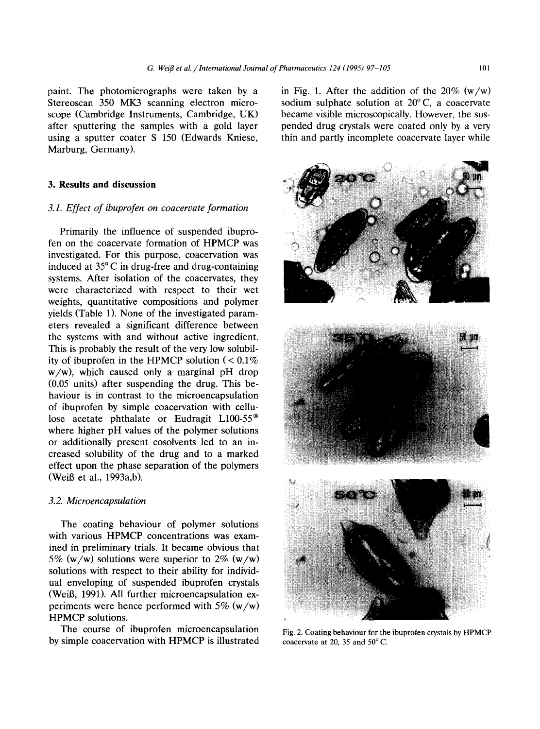paint. The photomicrographs were taken by a Stereoscan 350 MK3 scanning electron microscope (Cambridge Instruments, Cambridge, UK) after sputtering the samples with a gold layer using a sputter coater S 150 (Edwards Kniese, Marburg, Germany).

## 3. Results and discussion

### 3.1. Effect of ibuprofen on coacervate formation

Primarily the influence of suspended ibuprofen on the coacervate formation of HPMCP was investigated. For this purpose, coacervation was induced at 35°C in drug-free and drug-containing systems. After isolation of the coacervates, they were characterized with respect to their wet weights, quantitative compositions and polymer yields (Table 1). None of the investigated parameters revealed a significant difference between the systems with and without active ingredient. This is probably the result of the very low solubility of ibuprofen in the HPMCP solution (< 0.1% w/w), which caused only a marginal pH drop (0.05 units) after suspending the drug. This behaviour is in contrast to the microencapsulation of ibuprofen by simple coacervation with cellulose acetate phthalate or Eudragit L100-55® where higher pH values of the polymer solutions or additionally present cosolvents led to an increased solubility of the drug and to a marked effect upon the phase separation of the polymers (Weiß et al., 1993a,b).

### 3.2. Microencapsulation

The coating behaviour of polymer solutions with various HPMCP concentrations was examined in preliminary trials. It became obvious that 5% (w/w) solutions were superior to 2% (w/w) solutions with respect to their ability for individual enveloping of suspended ibuprofen crystals (Weiß, 1991). All further microencapsulation experiments were hence performed with 5% (w/w) HPMCP solutions.

The course of ibuprofen microencapsulation by simple coacervation with HPMCP is illustrated in Fig. 1. After the addition of the 20% (w/w) sodium sulphate solution at 20°C, a coacervate became visible microscopically. However, the suspended drug crystals were coated only by a very thin and partly incomplete coacervate layer while

Fig. 2. Coating behaviour for the ibuprofen crystals by HPMCP coacervate at 20, 35 and 50°C.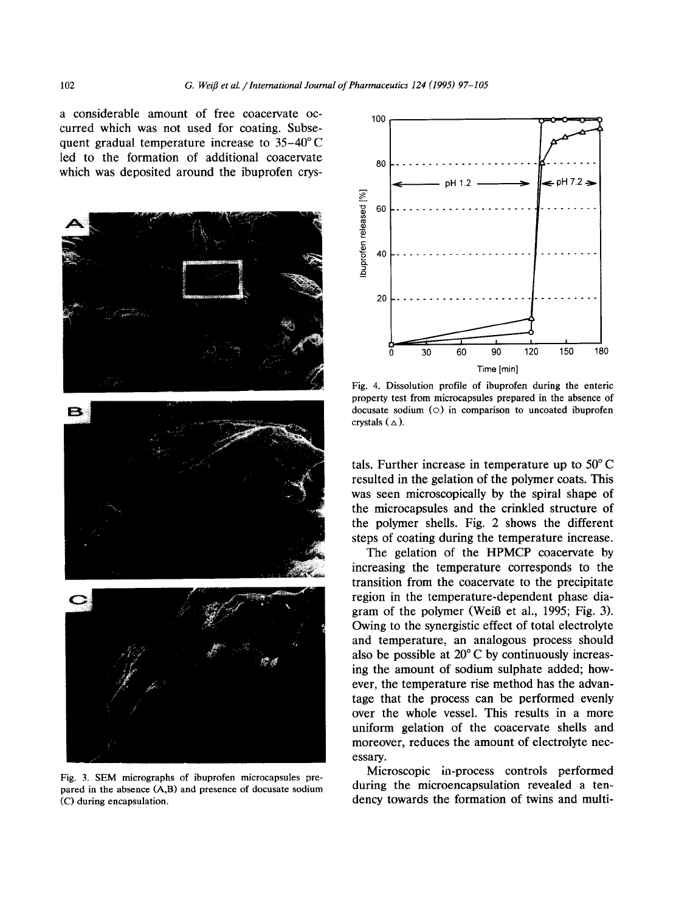a considerable amount of free coacervate occurred which was not used for coating. Subsequent gradual temperature increase to 35–40° C led to the formation of additional coacervate which was deposited around the ibuprofen crystals. Further increase in temperature up to 50° C resulted in the gelation of the polymer coats. This was seen microscopically by the spiral shape of the microcapsules and the crinkled structure of the polymer shells. Fig. 2 shows the different steps of coating during the temperature increase.

The gelation of the HPMCP coacervate by increasing the temperature corresponds to the transition from the coacervate to the precipitate region in the temperature-dependent phase diagram of the polymer (Weiß et al., 1995; Fig. 3). Owing to the synergistic effect of total electrolyte and temperature, an analogous process should also be possible at 20° C by continuously increasing the amount of sodium sulphate added; however, the temperature rise method has the advantage that the process can be performed evenly over the whole vessel. This results in a more uniform gelation of the coacervate shells and moreover, reduces the amount of electrolyte necessary.

Microscopic in-process controls performed during the microencapsulation revealed a tendency towards the formation of twins and multi-

Fig. 3. SEM micrographs of ibuprofen microcapsules prepared in the absence (A,B) and presence of docusate sodium (C) during encapsulation.

Fig. 4. Dissolution profile of ibuprofen during the enteric property test from microcapsules prepared in the absence of docusate sodium (○) in comparison to uncoated ibuprofen crystals (△).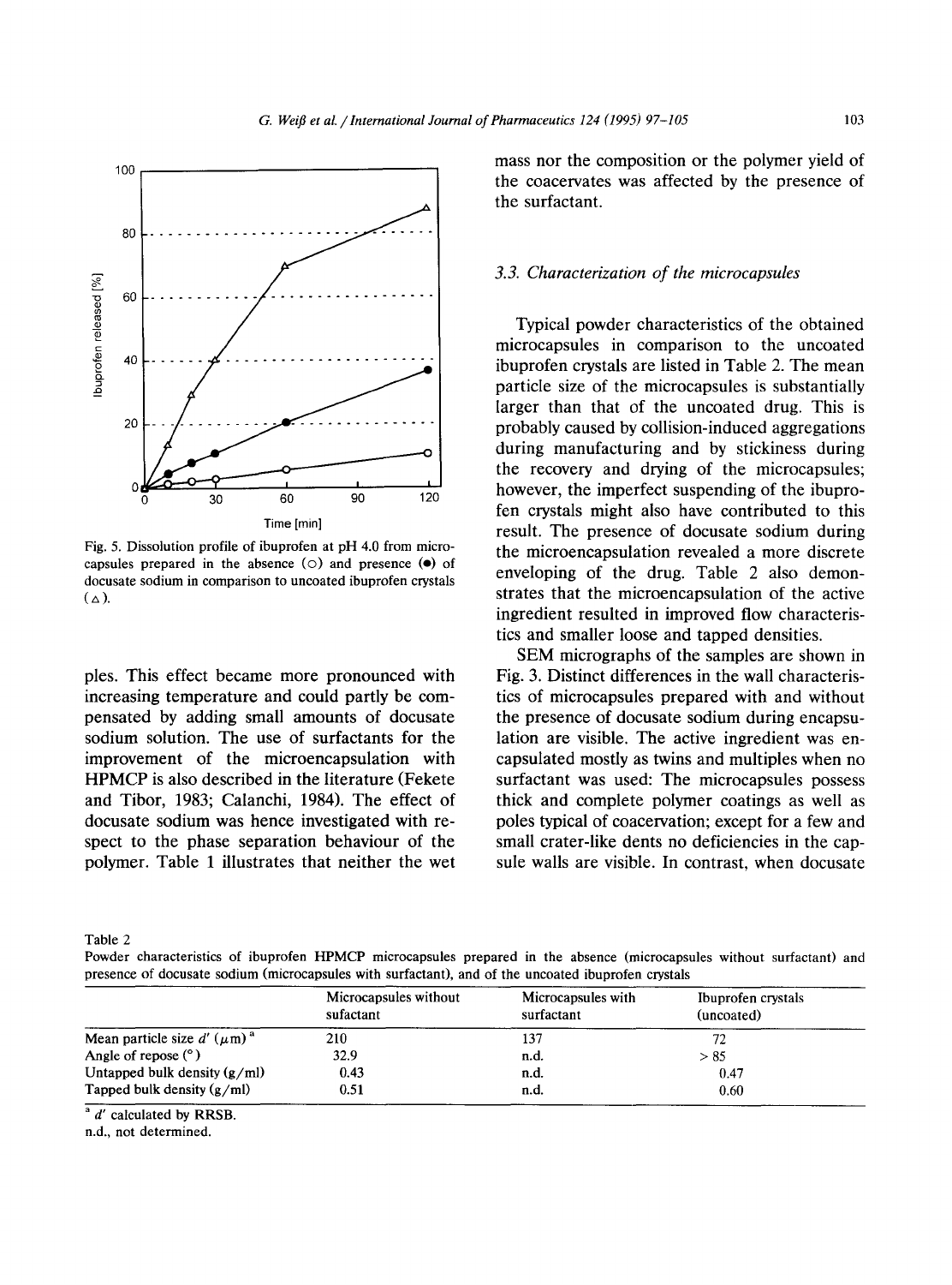Fig. 5. Dissolution profile of ibuprofen at pH 4.0 from microcapsules prepared in the absence (○) and presence (●) of docusate sodium in comparison to uncoated ibuprofen crystals (△).

ples. This effect became more pronounced with increasing temperature and could partly be compensated by adding small amounts of docusate sodium solution. The use of surfactants for the improvement of the microencapsulation with HPMCP is also described in the literature (Fekete and Tibor, 1983; Calanchi, 1984). The effect of docusate sodium was hence investigated with respect to the phase separation behaviour of the polymer. Table 1 illustrates that neither the wet mass nor the composition or the polymer yield of the coacervates was affected by the presence of the surfactant.

### 3.3. Characterization of the microcapsules

Typical powder characteristics of the obtained microcapsules in comparison to the uncoated ibuprofen crystals are listed in Table 2. The mean particle size of the microcapsules is substantially larger than that of the uncoated drug. This is probably caused by collision-induced aggregations during manufacturing and by stickiness during the recovery and drying of the microcapsules; however, the imperfect suspending of the ibuprofen crystals might also have contributed to this result. The presence of docusate sodium during the microencapsulation revealed a more discrete enveloping of the drug. Table 2 also demonstrates that the microencapsulation of the active ingredient resulted in improved flow characteristics and smaller loose and tapped densities.

SEM micrographs of the samples are shown in Fig. 3. Distinct differences in the wall characteristics of microcapsules prepared with and without the presence of docusate sodium during encapsulation are visible. The active ingredient was encapsulated mostly as twins and multiples when no surfactant was used: The microcapsules possess thick and complete polymer coatings as well as poles typical of coacervation; except for a few and small crater-like dents no deficiencies in the capsule walls are visible. In contrast, when docusate

Table 2
Powder characteristics of ibuprofen HPMCP microcapsules prepared in the absence (microcapsules without surfactant) and presence of docusate sodium (microcapsules with surfactant), and of the uncoated ibuprofen crystals

| | Microcapsules without sufactant | Microcapsules with surfactant | Ibuprofen crystals (uncoated) |
|---|---|---|---|
| Mean particle size $d'$ (μm) [a] | 210 | 137 | 72 |
| Angle of repose (°) | 32.9 | n.d. | > 85 |
| Untapped bulk density (g/ml) | 0.43 | n.d. | 0.47 |
| Tapped bulk density (g/ml) | 0.51 | n.d. | 0.60 |

[a] $d'$ calculated by RRSB.
n.d., not determined.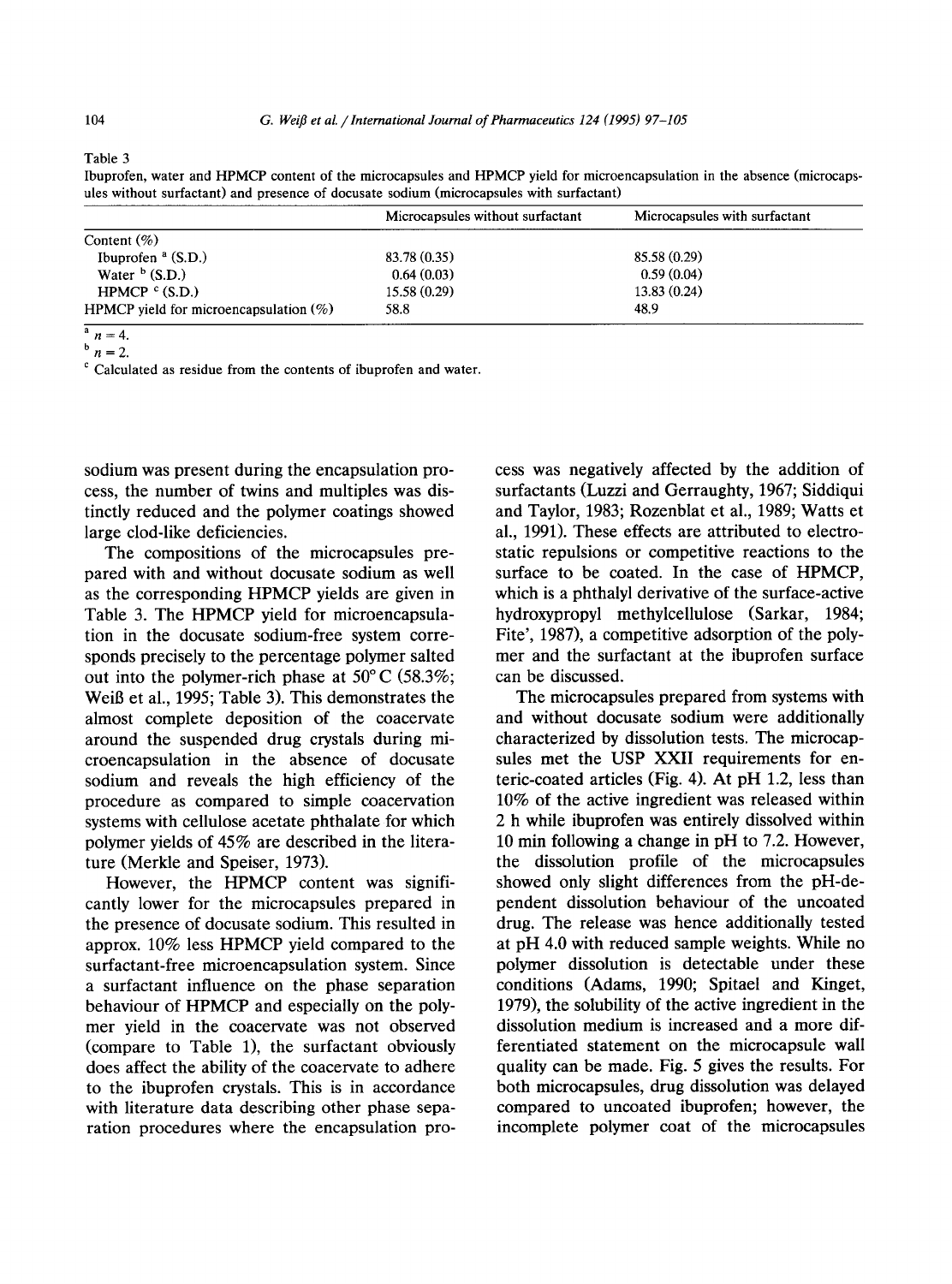Table 3
Ibuprofen, water and HPMCP content of the microcapsules and HPMCP yield for microencapsulation in the absence (microcapsules without surfactant) and presence of docusate sodium (microcapsules with surfactant)

| | Microcapsules without surfactant | Microcapsules with surfactant |
|---|---|---|
| Content (%) | | |
| Ibuprofen [a] (S.D.) | 83.78 (0.35) | 85.58 (0.29) |
| Water [b] (S.D.) | 0.64 (0.03) | 0.59 (0.04) |
| HPMCP [c] (S.D.) | 15.58 (0.29) | 13.83 (0.24) |
| HPMCP yield for microencapsulation (%) | 58.8 | 48.9 |

[a] $n = 4$.
[b] $n = 2$.
[c] Calculated as residue from the contents of ibuprofen and water.

sodium was present during the encapsulation process, the number of twins and multiples was distinctly reduced and the polymer coatings showed large clod-like deficiencies.

The compositions of the microcapsules prepared with and without docusate sodium as well as the corresponding HPMCP yields are given in Table 3. The HPMCP yield for microencapsulation in the docusate sodium-free system corresponds precisely to the percentage polymer salted out into the polymer-rich phase at 50°C (58.3%; Weiß et al., 1995; Table 3). This demonstrates the almost complete deposition of the coacervate around the suspended drug crystals during microencapsulation in the absence of docusate sodium and reveals the high efficiency of the procedure as compared to simple coacervation systems with cellulose acetate phthalate for which polymer yields of 45% are described in the literature (Merkle and Speiser, 1973).

However, the HPMCP content was significantly lower for the microcapsules prepared in the presence of docusate sodium. This resulted in approx. 10% less HPMCP yield compared to the surfactant-free microencapsulation system. Since a surfactant influence on the phase separation behaviour of HPMCP and especially on the polymer yield in the coacervate was not observed (compare to Table 1), the surfactant obviously does affect the ability of the coacervate to adhere to the ibuprofen crystals. This is in accordance with literature data describing other phase separation procedures where the encapsulation process was negatively affected by the addition of surfactants (Luzzi and Gerraughty, 1967; Siddiqui and Taylor, 1983; Rozenblat et al., 1989; Watts et al., 1991). These effects are attributed to electrostatic repulsions or competitive reactions to the surface to be coated. In the case of HPMCP, which is a phthalyl derivative of the surface-active hydroxypropyl methylcellulose (Sarkar, 1984; Fite', 1987), a competitive adsorption of the polymer and the surfactant at the ibuprofen surface can be discussed.

The microcapsules prepared from systems with and without docusate sodium were additionally characterized by dissolution tests. The microcapsules met the USP XXII requirements for enteric-coated articles (Fig. 4). At pH 1.2, less than 10% of the active ingredient was released within 2 h while ibuprofen was entirely dissolved within 10 min following a change in pH to 7.2. However, the dissolution profile of the microcapsules showed only slight differences from the pH-dependent dissolution behaviour of the uncoated drug. The release was hence additionally tested at pH 4.0 with reduced sample weights. While no polymer dissolution is detectable under these conditions (Adams, 1990; Spitael and Kinget, 1979), the solubility of the active ingredient in the dissolution medium is increased and a more differentiated statement on the microcapsule wall quality can be made. Fig. 5 gives the results. For both microcapsules, drug dissolution was delayed compared to uncoated ibuprofen; however, the incomplete polymer coat of the microcapsules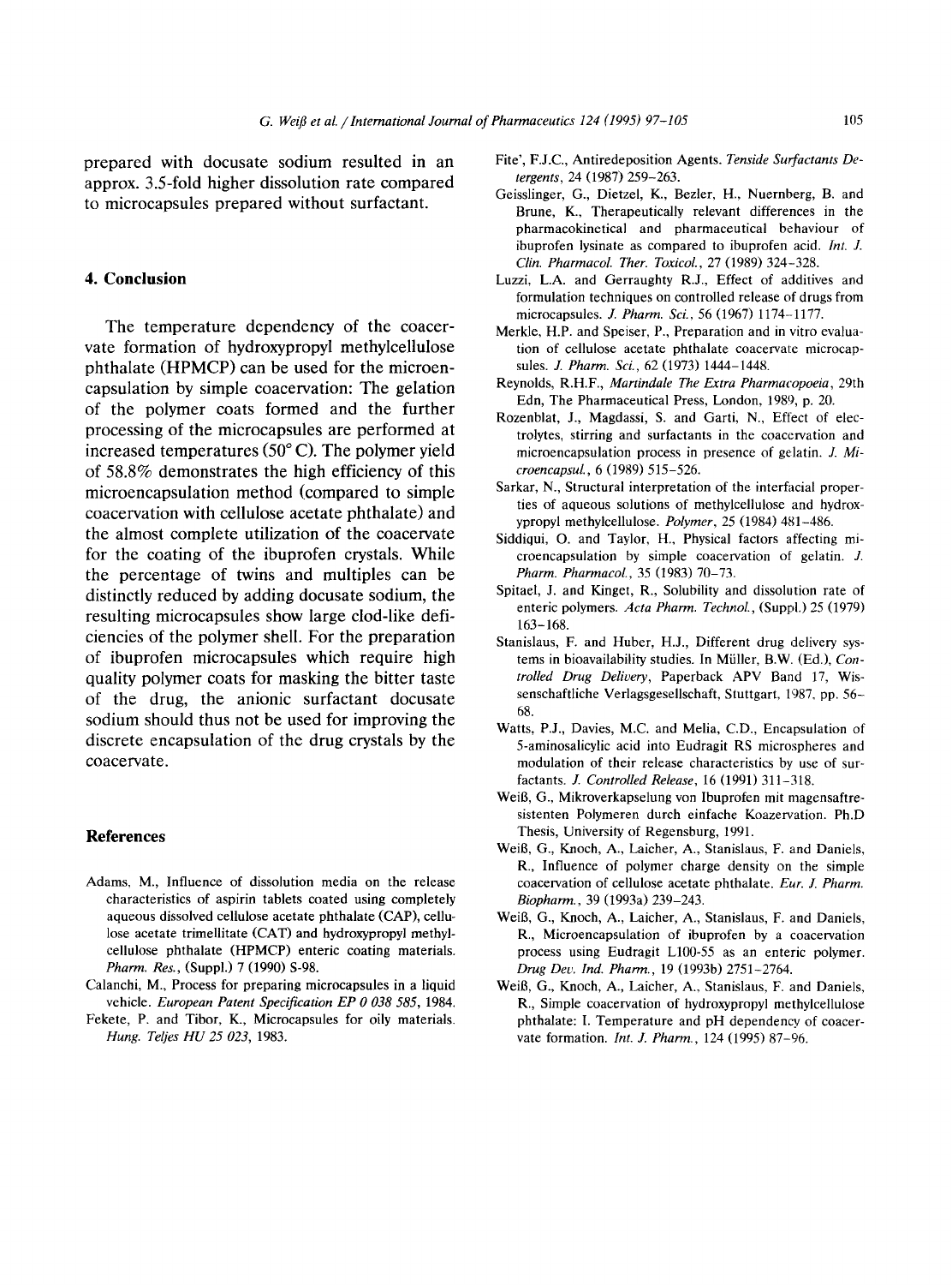prepared with docusate sodium resulted in an approx. 3.5-fold higher dissolution rate compared to microcapsules prepared without surfactant.

## 4. Conclusion

The temperature dependency of the coacervate formation of hydroxypropyl methylcellulose phthalate (HPMCP) can be used for the microencapsulation by simple coacervation: The gelation of the polymer coats formed and the further processing of the microcapsules are performed at increased temperatures (50° C). The polymer yield of 58.8% demonstrates the high efficiency of this microencapsulation method (compared to simple coacervation with cellulose acetate phthalate) and the almost complete utilization of the coacervate for the coating of the ibuprofen crystals. While the percentage of twins and multiples can be distinctly reduced by adding docusate sodium, the resulting microcapsules show large clod-like deficiencies of the polymer shell. For the preparation of ibuprofen microcapsules which require high quality polymer coats for masking the bitter taste of the drug, the anionic surfactant docusate sodium should thus not be used for improving the discrete encapsulation of the drug crystals by the coacervate.

## References

Adams, M., Influence of dissolution media on the release characteristics of aspirin tablets coated using completely aqueous dissolved cellulose acetate phthalate (CAP), cellulose acetate trimellitate (CAT) and hydroxypropyl methylcellulose phthalate (HPMCP) enteric coating materials. *Pharm. Res.*, (Suppl.) 7 (1990) S-98.

Calanchi, M., Process for preparing microcapsules in a liquid vehicle. *European Patent Specification EP 0 038 585*, 1984.

Fekete, P. and Tibor, K., Microcapsules for oily materials. *Hung. Teljes HU 25 023*, 1983.

Fite', F.J.C., Antiredeposition Agents. *Tenside Surfactants Detergents*, 24 (1987) 259–263.

Geisslinger, G., Dietzel, K., Bezler, H., Nuernberg, B. and Brune, K., Therapeutically relevant differences in the pharmacokinetical and pharmaceutical behaviour of ibuprofen lysinate as compared to ibuprofen acid. *Int. J. Clin. Pharmacol. Ther. Toxicol.*, 27 (1989) 324–328.

Luzzi, L.A. and Gerraughty R.J., Effect of additives and formulation techniques on controlled release of drugs from microcapsules. *J. Pharm. Sci.*, 56 (1967) 1174–1177.

Merkle, H.P. and Speiser, P., Preparation and in vitro evaluation of cellulose acetate phthalate coacervate microcapsules. *J. Pharm. Sci.*, 62 (1973) 1444–1448.

Reynolds, R.H.F., *Martindale The Extra Pharmacopoeia*, 29th Edn, The Pharmaceutical Press, London, 1989, p. 20.

Rozenblat, J., Magdassi, S. and Garti, N., Effect of electrolytes, stirring and surfactants in the coacervation and microencapsulation process in presence of gelatin. *J. Microencapsul.*, 6 (1989) 515–526.

Sarkar, N., Structural interpretation of the interfacial properties of aqueous solutions of methylcellulose and hydroxypropyl methylcellulose. *Polymer*, 25 (1984) 481–486.

Siddiqui, O. and Taylor, H., Physical factors affecting microencapsulation by simple coacervation of gelatin. *J. Pharm. Pharmacol.*, 35 (1983) 70–73.

Spitael, J. and Kinget, R., Solubility and dissolution rate of enteric polymers. *Acta Pharm. Technol.*, (Suppl.) 25 (1979) 163–168.

Stanislaus, F. and Huber, H.J., Different drug delivery systems in bioavailability studies. In Müller, B.W. (Ed.), *Controlled Drug Delivery*, Paperback APV Band 17, Wissenschaftliche Verlagsgesellschaft, Stuttgart, 1987, pp. 56–68.

Watts, P.J., Davies, M.C. and Melia, C.D., Encapsulation of 5-aminosalicylic acid into Eudragit RS microspheres and modulation of their release characteristics by use of surfactants. *J. Controlled Release*, 16 (1991) 311–318.

Weiß, G., Mikroverkapselung von Ibuprofen mit magensaftresistenten Polymeren durch einfache Koazervation. Ph.D Thesis, University of Regensburg, 1991.

Weiß, G., Knoch, A., Laicher, A., Stanislaus, F. and Daniels, R., Influence of polymer charge density on the simple coacervation of cellulose acetate phthalate. *Eur. J. Pharm. Biopharm.*, 39 (1993a) 239–243.

Weiß, G., Knoch, A., Laicher, A., Stanislaus, F. and Daniels, R., Microencapsulation of ibuprofen by a coacervation process using Eudragit L100-55 as an enteric polymer. *Drug Dev. Ind. Pharm.*, 19 (1993b) 2751–2764.

Weiß, G., Knoch, A., Laicher, A., Stanislaus, F. and Daniels, R., Simple coacervation of hydroxypropyl methylcellulose phthalate: I. Temperature and pH dependency of coacervate formation. *Int. J. Pharm.*, 124 (1995) 87–96.